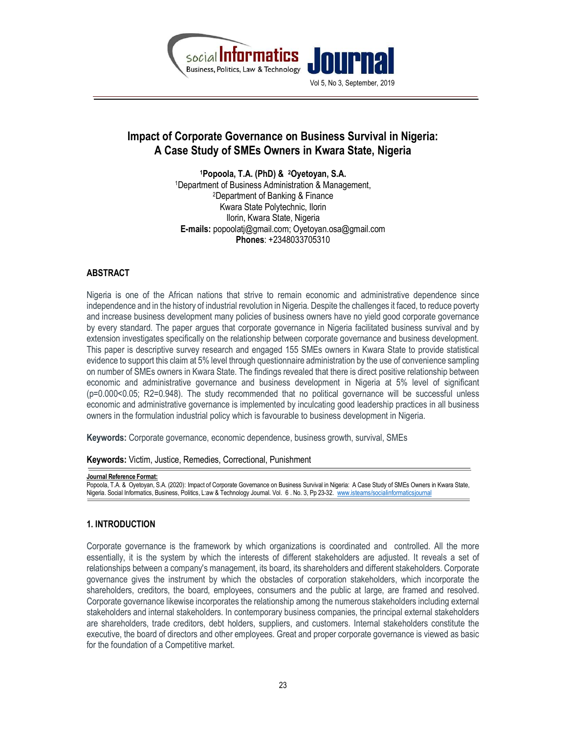# Impact of Corporate Governance on Business Survival in Nigeria: A Case Study of SMEs Owners in Kwara State, Nigeria

**[1]Popoola, T.A. (PhD) & [2]Oyetoyan, S.A.**
[1]Department of Business Administration & Management,
[2]Department of Banking & Finance
Kwara State Polytechnic, Ilorin
Ilorin, Kwara State, Nigeria
**E-mails:** popoolatj@gmail.com; Oyetoyan.osa@gmail.com
**Phones**: +2348033705310

## ABSTRACT

Nigeria is one of the African nations that strive to remain economic and administrative dependence since independence and in the history of industrial revolution in Nigeria. Despite the challenges it faced, to reduce poverty and increase business development many policies of business owners have no yield good corporate governance by every standard. The paper argues that corporate governance in Nigeria facilitated business survival and by extension investigates specifically on the relationship between corporate governance and business development. This paper is descriptive survey research and engaged 155 SMEs owners in Kwara State to provide statistical evidence to support this claim at 5% level through questionnaire administration by the use of convenience sampling on number of SMEs owners in Kwara State. The findings revealed that there is direct positive relationship between economic and administrative governance and business development in Nigeria at 5% level of significant ($p=0.000<0.05$; $R2=0.948$). The study recommended that no political governance will be successful unless economic and administrative governance is implemented by inculcating good leadership practices in all business owners in the formulation industrial policy which is favourable to business development in Nigeria.

**Keywords:** Corporate governance, economic dependence, business growth, survival, SMEs

**Keywords:** Victim, Justice, Remedies, Correctional, Punishment

**Journal Reference Format:**
Popoola, T.A. & Oyetoyan, S.A. (2020): Impact of Corporate Governance on Business Survival in Nigeria: A Case Study of SMEs Owners in Kwara State, Nigeria. Social Informatics, Business, Politics, L:aw & Technology Journal. Vol. 6 . No. 3, Pp 23-32. www.isteams/socialinformaticsjournal

## 1. INTRODUCTION

Corporate governance is the framework by which organizations is coordinated and controlled. All the more essentially, it is the system by which the interests of different stakeholders are adjusted. It reveals a set of relationships between a company's management, its board, its shareholders and different stakeholders. Corporate governance gives the instrument by which the obstacles of corporation stakeholders, which incorporate the shareholders, creditors, the board, employees, consumers and the public at large, are framed and resolved. Corporate governance likewise incorporates the relationship among the numerous stakeholders including external stakeholders and internal stakeholders. In contemporary business companies, the principal external stakeholders are shareholders, trade creditors, debt holders, suppliers, and customers. Internal stakeholders constitute the executive, the board of directors and other employees. Great and proper corporate governance is viewed as basic for the foundation of a Competitive market.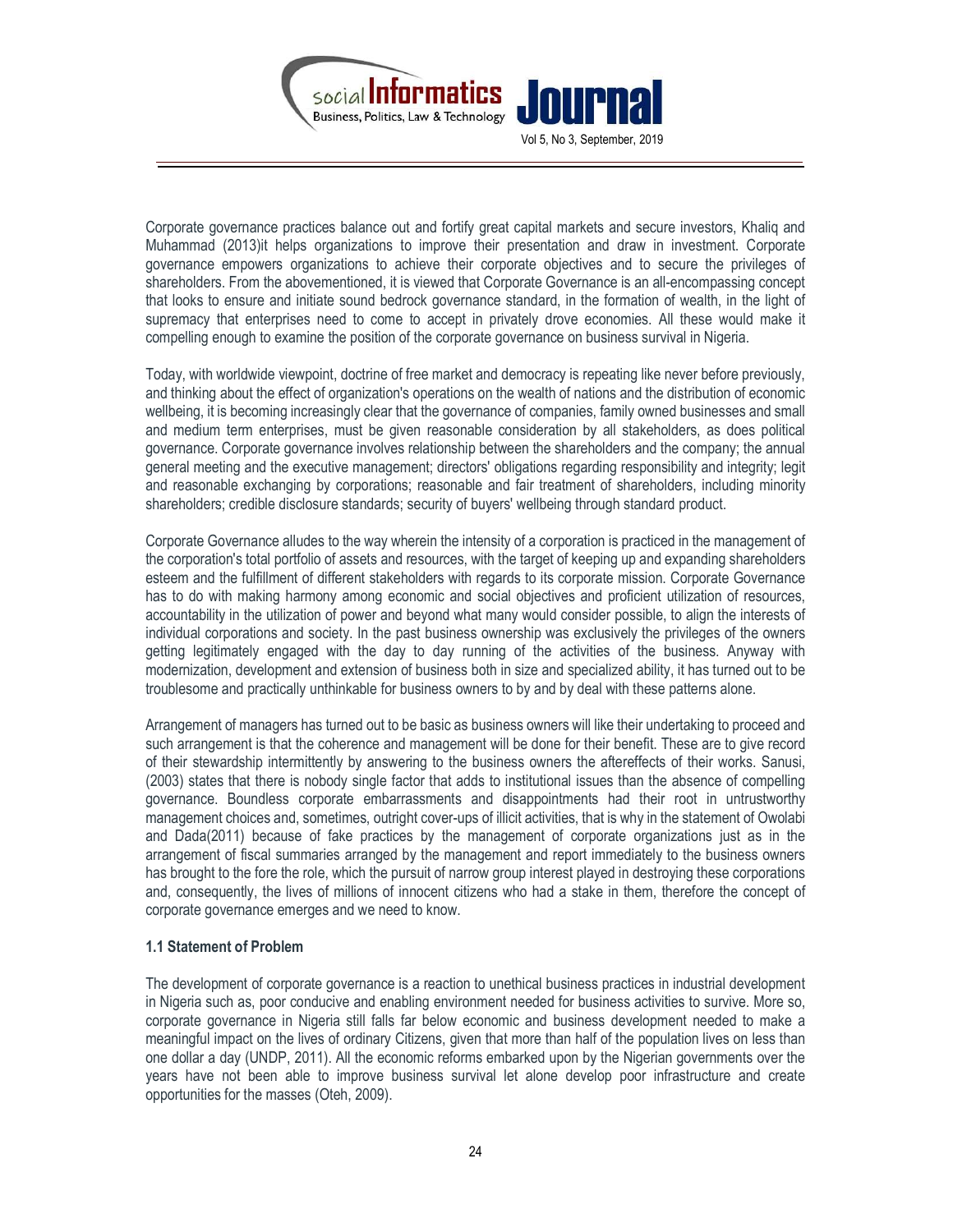Corporate governance practices balance out and fortify great capital markets and secure investors, Khaliq and Muhammad (2013)it helps organizations to improve their presentation and draw in investment. Corporate governance empowers organizations to achieve their corporate objectives and to secure the privileges of shareholders. From the abovementioned, it is viewed that Corporate Governance is an all-encompassing concept that looks to ensure and initiate sound bedrock governance standard, in the formation of wealth, in the light of supremacy that enterprises need to come to accept in privately drove economies. All these would make it compelling enough to examine the position of the corporate governance on business survival in Nigeria.

Today, with worldwide viewpoint, doctrine of free market and democracy is repeating like never before previously, and thinking about the effect of organization's operations on the wealth of nations and the distribution of economic wellbeing, it is becoming increasingly clear that the governance of companies, family owned businesses and small and medium term enterprises, must be given reasonable consideration by all stakeholders, as does political governance. Corporate governance involves relationship between the shareholders and the company; the annual general meeting and the executive management; directors' obligations regarding responsibility and integrity; legit and reasonable exchanging by corporations; reasonable and fair treatment of shareholders, including minority shareholders; credible disclosure standards; security of buyers' wellbeing through standard product.

Corporate Governance alludes to the way wherein the intensity of a corporation is practiced in the management of the corporation's total portfolio of assets and resources, with the target of keeping up and expanding shareholders esteem and the fulfillment of different stakeholders with regards to its corporate mission. Corporate Governance has to do with making harmony among economic and social objectives and proficient utilization of resources, accountability in the utilization of power and beyond what many would consider possible, to align the interests of individual corporations and society. In the past business ownership was exclusively the privileges of the owners getting legitimately engaged with the day to day running of the activities of the business. Anyway with modernization, development and extension of business both in size and specialized ability, it has turned out to be troublesome and practically unthinkable for business owners to by and by deal with these patterns alone.

Arrangement of managers has turned out to be basic as business owners will like their undertaking to proceed and such arrangement is that the coherence and management will be done for their benefit. These are to give record of their stewardship intermittently by answering to the business owners the aftereffects of their works. Sanusi, (2003) states that there is nobody single factor that adds to institutional issues than the absence of compelling governance. Boundless corporate embarrassments and disappointments had their root in untrustworthy management choices and, sometimes, outright cover-ups of illicit activities, that is why in the statement of Owolabi and Dada(2011) because of fake practices by the management of corporate organizations just as in the arrangement of fiscal summaries arranged by the management and report immediately to the business owners has brought to the fore the role, which the pursuit of narrow group interest played in destroying these corporations and, consequently, the lives of millions of innocent citizens who had a stake in them, therefore the concept of corporate governance emerges and we need to know.

### 1.1 Statement of Problem

The development of corporate governance is a reaction to unethical business practices in industrial development in Nigeria such as, poor conducive and enabling environment needed for business activities to survive. More so, corporate governance in Nigeria still falls far below economic and business development needed to make a meaningful impact on the lives of ordinary Citizens, given that more than half of the population lives on less than one dollar a day (UNDP, 2011). All the economic reforms embarked upon by the Nigerian governments over the years have not been able to improve business survival let alone develop poor infrastructure and create opportunities for the masses (Oteh, 2009).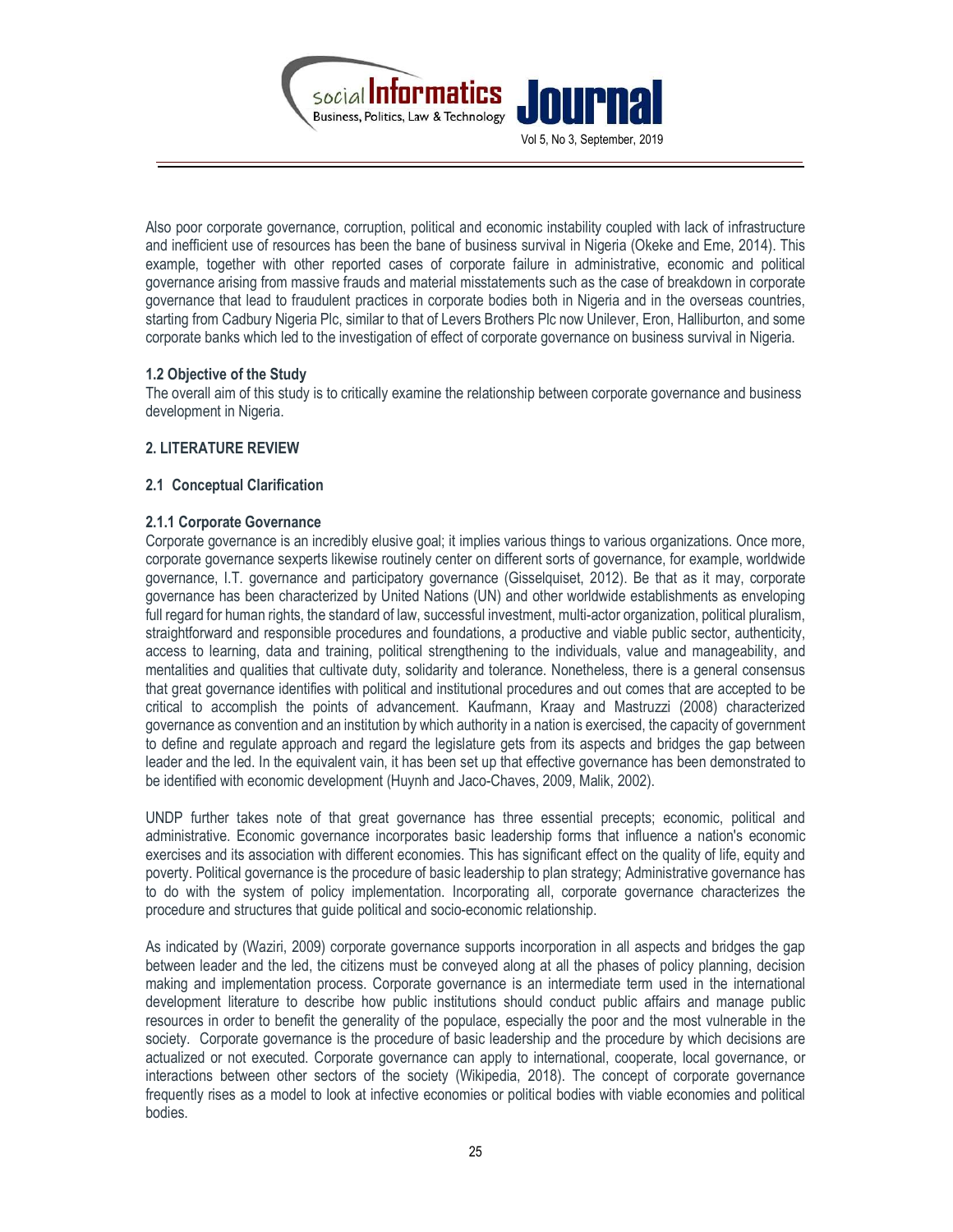Also poor corporate governance, corruption, political and economic instability coupled with lack of infrastructure and inefficient use of resources has been the bane of business survival in Nigeria (Okeke and Eme, 2014). This example, together with other reported cases of corporate failure in administrative, economic and political governance arising from massive frauds and material misstatements such as the case of breakdown in corporate governance that lead to fraudulent practices in corporate bodies both in Nigeria and in the overseas countries, starting from Cadbury Nigeria Plc, similar to that of Levers Brothers Plc now Unilever, Eron, Halliburton, and some corporate banks which led to the investigation of effect of corporate governance on business survival in Nigeria.

### 1.2 Objective of the Study

The overall aim of this study is to critically examine the relationship between corporate governance and business development in Nigeria.

## 2. LITERATURE REVIEW

### 2.1 Conceptual Clarification

#### 2.1.1 Corporate Governance

Corporate governance is an incredibly elusive goal; it implies various things to various organizations. Once more, corporate governance sexperts likewise routinely center on different sorts of governance, for example, worldwide governance, I.T. governance and participatory governance (Gisselquiset, 2012). Be that as it may, corporate governance has been characterized by United Nations (UN) and other worldwide establishments as enveloping full regard for human rights, the standard of law, successful investment, multi-actor organization, political pluralism, straightforward and responsible procedures and foundations, a productive and viable public sector, authenticity, access to learning, data and training, political strengthening to the individuals, value and manageability, and mentalities and qualities that cultivate duty, solidarity and tolerance. Nonetheless, there is a general consensus that great governance identifies with political and institutional procedures and out comes that are accepted to be critical to accomplish the points of advancement. Kaufmann, Kraay and Mastruzzi (2008) characterized governance as convention and an institution by which authority in a nation is exercised, the capacity of government to define and regulate approach and regard the legislature gets from its aspects and bridges the gap between leader and the led. In the equivalent vain, it has been set up that effective governance has been demonstrated to be identified with economic development (Huynh and Jaco-Chaves, 2009, Malik, 2002).

UNDP further takes note of that great governance has three essential precepts; economic, political and administrative. Economic governance incorporates basic leadership forms that influence a nation's economic exercises and its association with different economies. This has significant effect on the quality of life, equity and poverty. Political governance is the procedure of basic leadership to plan strategy; Administrative governance has to do with the system of policy implementation. Incorporating all, corporate governance characterizes the procedure and structures that guide political and socio-economic relationship.

As indicated by (Waziri, 2009) corporate governance supports incorporation in all aspects and bridges the gap between leader and the led, the citizens must be conveyed along at all the phases of policy planning, decision making and implementation process. Corporate governance is an intermediate term used in the international development literature to describe how public institutions should conduct public affairs and manage public resources in order to benefit the generality of the populace, especially the poor and the most vulnerable in the society. Corporate governance is the procedure of basic leadership and the procedure by which decisions are actualized or not executed. Corporate governance can apply to international, cooperate, local governance, or interactions between other sectors of the society (Wikipedia, 2018). The concept of corporate governance frequently rises as a model to look at infective economies or political bodies with viable economies and political bodies.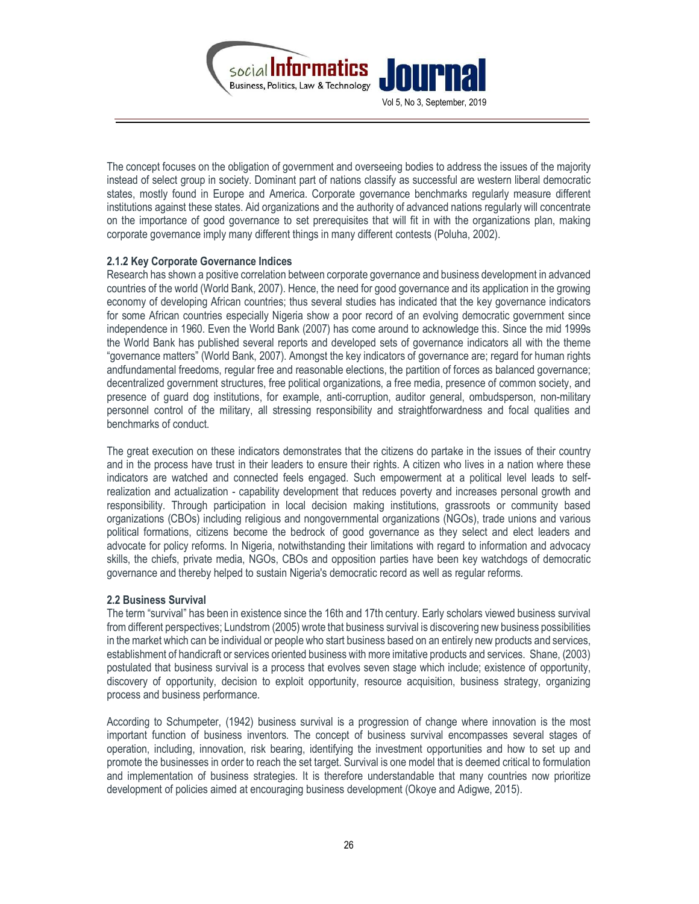The concept focuses on the obligation of government and overseeing bodies to address the issues of the majority instead of select group in society. Dominant part of nations classify as successful are western liberal democratic states, mostly found in Europe and America. Corporate governance benchmarks regularly measure different institutions against these states. Aid organizations and the authority of advanced nations regularly will concentrate on the importance of good governance to set prerequisites that will fit in with the organizations plan, making corporate governance imply many different things in many different contests (Poluha, 2002).

### 2.1.2 Key Corporate Governance Indices

Research has shown a positive correlation between corporate governance and business development in advanced countries of the world (World Bank, 2007). Hence, the need for good governance and its application in the growing economy of developing African countries; thus several studies has indicated that the key governance indicators for some African countries especially Nigeria show a poor record of an evolving democratic government since independence in 1960. Even the World Bank (2007) has come around to acknowledge this. Since the mid 1999s the World Bank has published several reports and developed sets of governance indicators all with the theme "governance matters" (World Bank, 2007). Amongst the key indicators of governance are; regard for human rights andfundamental freedoms, regular free and reasonable elections, the partition of forces as balanced governance; decentralized government structures, free political organizations, a free media, presence of common society, and presence of guard dog institutions, for example, anti-corruption, auditor general, ombudsperson, non-military personnel control of the military, all stressing responsibility and straightforwardness and focal qualities and benchmarks of conduct.

The great execution on these indicators demonstrates that the citizens do partake in the issues of their country and in the process have trust in their leaders to ensure their rights. A citizen who lives in a nation where these indicators are watched and connected feels engaged. Such empowerment at a political level leads to self-realization and actualization - capability development that reduces poverty and increases personal growth and responsibility. Through participation in local decision making institutions, grassroots or community based organizations (CBOs) including religious and nongovernmental organizations (NGOs), trade unions and various political formations, citizens become the bedrock of good governance as they select and elect leaders and advocate for policy reforms. In Nigeria, notwithstanding their limitations with regard to information and advocacy skills, the chiefs, private media, NGOs, CBOs and opposition parties have been key watchdogs of democratic governance and thereby helped to sustain Nigeria's democratic record as well as regular reforms.

### 2.2 Business Survival

The term "survival" has been in existence since the 16th and 17th century. Early scholars viewed business survival from different perspectives; Lundstrom (2005) wrote that business survival is discovering new business possibilities in the market which can be individual or people who start business based on an entirely new products and services, establishment of handicraft or services oriented business with more imitative products and services. Shane, (2003) postulated that business survival is a process that evolves seven stage which include; existence of opportunity, discovery of opportunity, decision to exploit opportunity, resource acquisition, business strategy, organizing process and business performance.

According to Schumpeter, (1942) business survival is a progression of change where innovation is the most important function of business inventors. The concept of business survival encompasses several stages of operation, including, innovation, risk bearing, identifying the investment opportunities and how to set up and promote the businesses in order to reach the set target. Survival is one model that is deemed critical to formulation and implementation of business strategies. It is therefore understandable that many countries now prioritize development of policies aimed at encouraging business development (Okoye and Adigwe, 2015).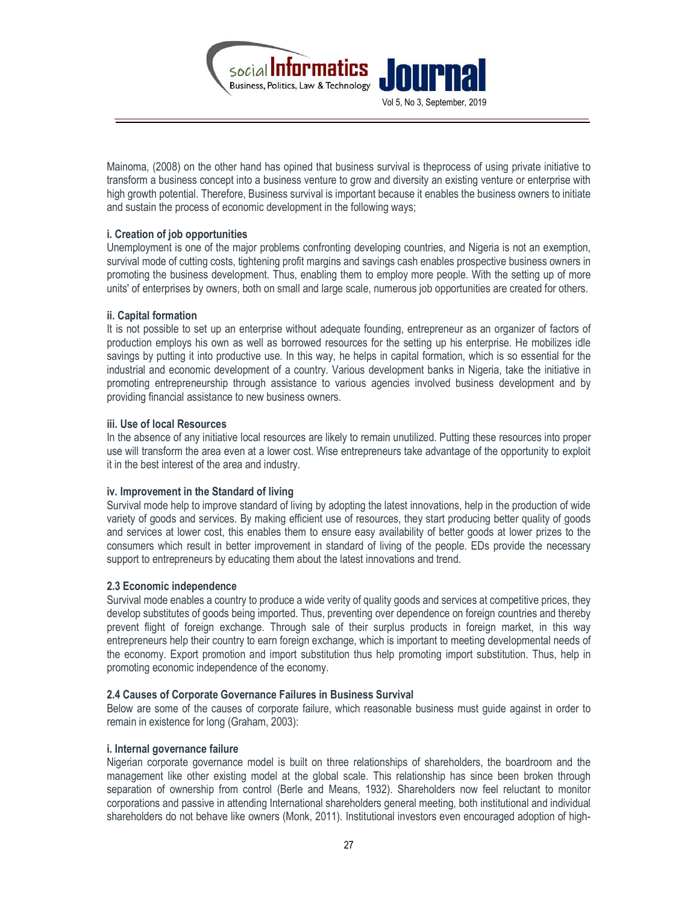Mainoma, (2008) on the other hand has opined that business survival is theprocess of using private initiative to transform a business concept into a business venture to grow and diversity an existing venture or enterprise with high growth potential. Therefore, Business survival is important because it enables the business owners to initiate and sustain the process of economic development in the following ways;

#### i. Creation of job opportunities

Unemployment is one of the major problems confronting developing countries, and Nigeria is not an exemption, survival mode of cutting costs, tightening profit margins and savings cash enables prospective business owners in promoting the business development. Thus, enabling them to employ more people. With the setting up of more units' of enterprises by owners, both on small and large scale, numerous job opportunities are created for others.

#### ii. Capital formation

It is not possible to set up an enterprise without adequate founding, entrepreneur as an organizer of factors of production employs his own as well as borrowed resources for the setting up his enterprise. He mobilizes idle savings by putting it into productive use. In this way, he helps in capital formation, which is so essential for the industrial and economic development of a country. Various development banks in Nigeria, take the initiative in promoting entrepreneurship through assistance to various agencies involved business development and by providing financial assistance to new business owners.

#### iii. Use of local Resources

In the absence of any initiative local resources are likely to remain unutilized. Putting these resources into proper use will transform the area even at a lower cost. Wise entrepreneurs take advantage of the opportunity to exploit it in the best interest of the area and industry.

#### iv. Improvement in the Standard of living

Survival mode help to improve standard of living by adopting the latest innovations, help in the production of wide variety of goods and services. By making efficient use of resources, they start producing better quality of goods and services at lower cost, this enables them to ensure easy availability of better goods at lower prizes to the consumers which result in better improvement in standard of living of the people. EDs provide the necessary support to entrepreneurs by educating them about the latest innovations and trend.

### 2.3 Economic independence

Survival mode enables a country to produce a wide verity of quality goods and services at competitive prices, they develop substitutes of goods being imported. Thus, preventing over dependence on foreign countries and thereby prevent flight of foreign exchange. Through sale of their surplus products in foreign market, in this way entrepreneurs help their country to earn foreign exchange, which is important to meeting developmental needs of the economy. Export promotion and import substitution thus help promoting import substitution. Thus, help in promoting economic independence of the economy.

### 2.4 Causes of Corporate Governance Failures in Business Survival

Below are some of the causes of corporate failure, which reasonable business must guide against in order to remain in existence for long (Graham, 2003):

#### i. Internal governance failure

Nigerian corporate governance model is built on three relationships of shareholders, the boardroom and the management like other existing model at the global scale. This relationship has since been broken through separation of ownership from control (Berle and Means, 1932). Shareholders now feel reluctant to monitor corporations and passive in attending International shareholders general meeting, both institutional and individual shareholders do not behave like owners (Monk, 2011). Institutional investors even encouraged adoption of high-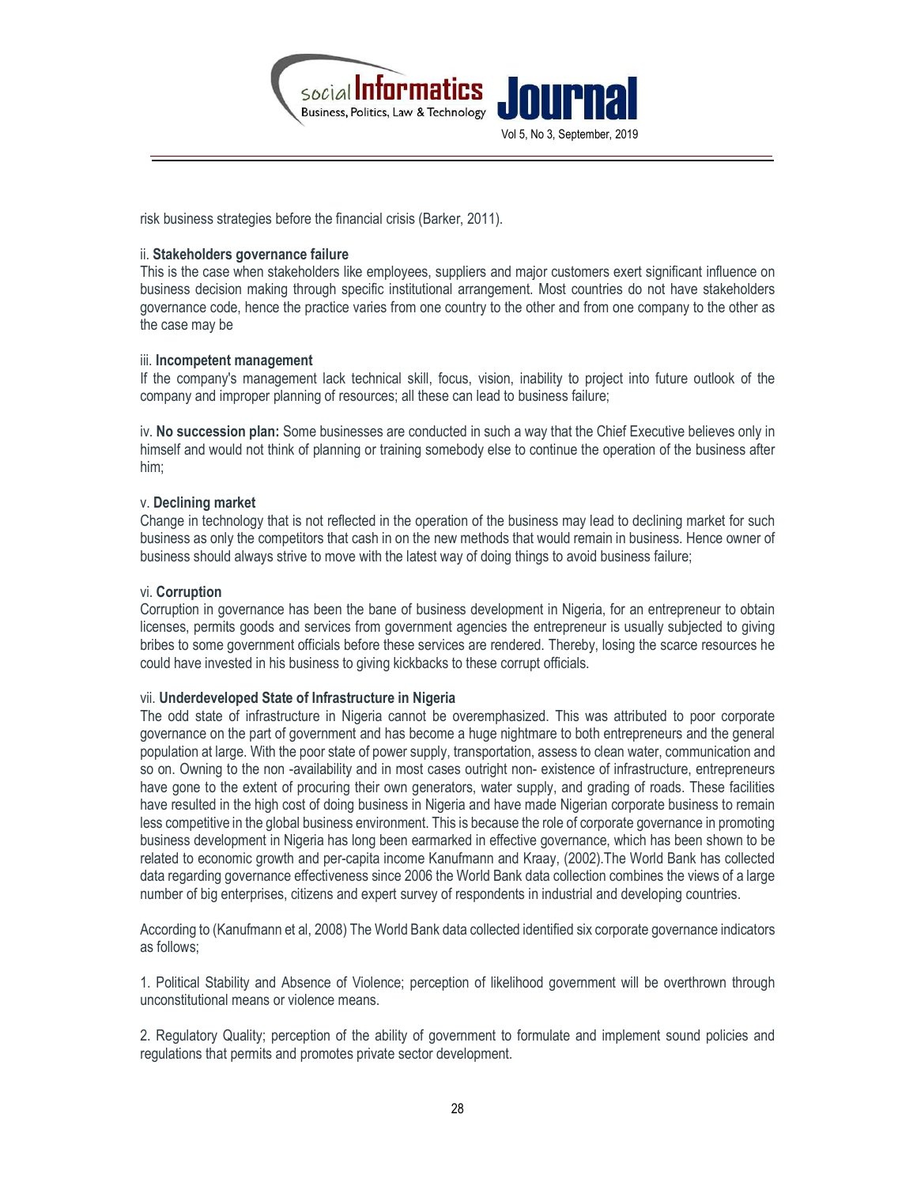risk business strategies before the financial crisis (Barker, 2011).

ii. **Stakeholders governance failure**
This is the case when stakeholders like employees, suppliers and major customers exert significant influence on business decision making through specific institutional arrangement. Most countries do not have stakeholders governance code, hence the practice varies from one country to the other and from one company to the other as the case may be

iii. **Incompetent management**
If the company's management lack technical skill, focus, vision, inability to project into future outlook of the company and improper planning of resources; all these can lead to business failure;

iv. **No succession plan:** Some businesses are conducted in such a way that the Chief Executive believes only in himself and would not think of planning or training somebody else to continue the operation of the business after him;

v. **Declining market**
Change in technology that is not reflected in the operation of the business may lead to declining market for such business as only the competitors that cash in on the new methods that would remain in business. Hence owner of business should always strive to move with the latest way of doing things to avoid business failure;

vi. **Corruption**
Corruption in governance has been the bane of business development in Nigeria, for an entrepreneur to obtain licenses, permits goods and services from government agencies the entrepreneur is usually subjected to giving bribes to some government officials before these services are rendered. Thereby, losing the scarce resources he could have invested in his business to giving kickbacks to these corrupt officials.

vii. **Underdeveloped State of Infrastructure in Nigeria**
The odd state of infrastructure in Nigeria cannot be overemphasized. This was attributed to poor corporate governance on the part of government and has become a huge nightmare to both entrepreneurs and the general population at large. With the poor state of power supply, transportation, assess to clean water, communication and so on. Owning to the non -availability and in most cases outright non- existence of infrastructure, entrepreneurs have gone to the extent of procuring their own generators, water supply, and grading of roads. These facilities have resulted in the high cost of doing business in Nigeria and have made Nigerian corporate business to remain less competitive in the global business environment. This is because the role of corporate governance in promoting business development in Nigeria has long been earmarked in effective governance, which has been shown to be related to economic growth and per-capita income Kanufmann and Kraay, (2002).The World Bank has collected data regarding governance effectiveness since 2006 the World Bank data collection combines the views of a large number of big enterprises, citizens and expert survey of respondents in industrial and developing countries.

According to (Kanufmann et al, 2008) The World Bank data collected identified six corporate governance indicators as follows;

1. Political Stability and Absence of Violence; perception of likelihood government will be overthrown through unconstitutional means or violence means.

2. Regulatory Quality; perception of the ability of government to formulate and implement sound policies and regulations that permits and promotes private sector development.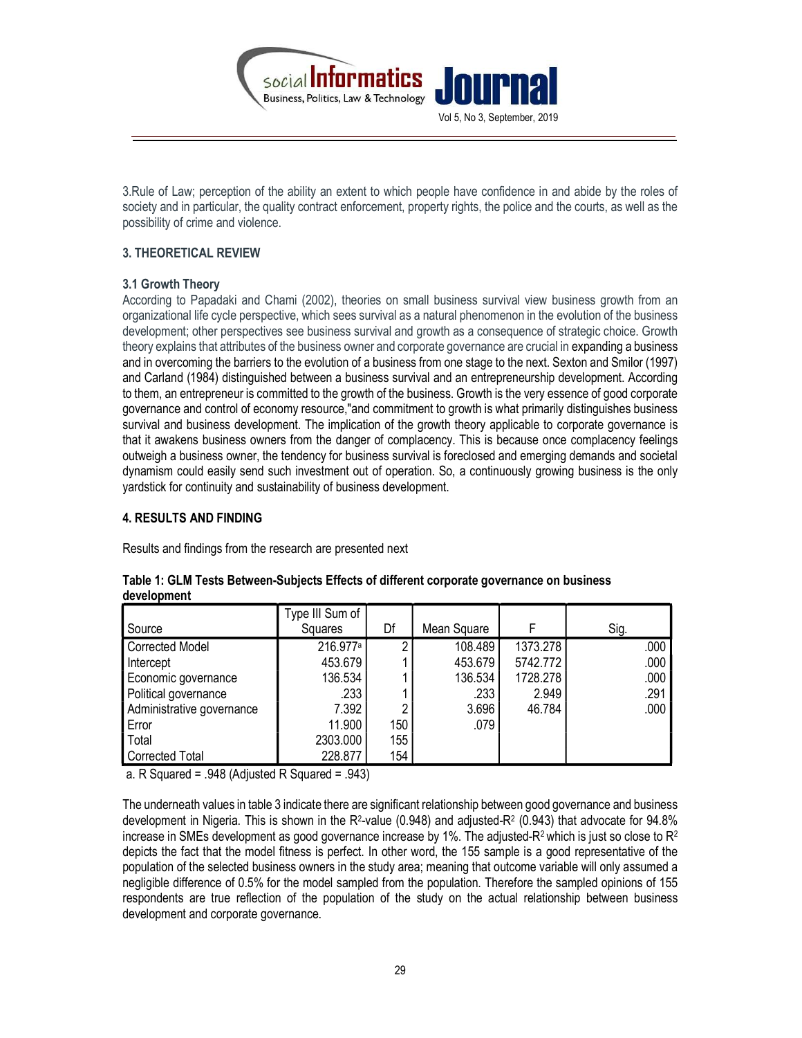3.Rule of Law; perception of the ability an extent to which people have confidence in and abide by the roles of society and in particular, the quality contract enforcement, property rights, the police and the courts, as well as the possibility of crime and violence.

## 3. THEORETICAL REVIEW

### 3.1 Growth Theory

According to Papadaki and Chami (2002), theories on small business survival view business growth from an organizational life cycle perspective, which sees survival as a natural phenomenon in the evolution of the business development; other perspectives see business survival and growth as a consequence of strategic choice. Growth theory explains that attributes of the business owner and corporate governance are crucial in expanding a business and in overcoming the barriers to the evolution of a business from one stage to the next. Sexton and Smilor (1997) and Carland (1984) distinguished between a business survival and an entrepreneurship development. According to them, an entrepreneur is committed to the growth of the business. Growth is the very essence of good corporate governance and control of economy resource,"and commitment to growth is what primarily distinguishes business survival and business development. The implication of the growth theory applicable to corporate governance is that it awakens business owners from the danger of complacency. This is because once complacency feelings outweigh a business owner, the tendency for business survival is foreclosed and emerging demands and societal dynamism could easily send such investment out of operation. So, a continuously growing business is the only yardstick for continuity and sustainability of business development.

## 4. RESULTS AND FINDING

Results and findings from the research are presented next

**Table 1: GLM Tests Between-Subjects Effects of different corporate governance on business development**

| Source | Type III Sum of Squares | Df | Mean Square | F | Sig. |
|---|---|---|---|---|---|
| Corrected Model | 216.977[a] | 2 | 108.489 | 1373.278 | .000 |
| Intercept | 453.679 | 1 | 453.679 | 5742.772 | .000 |
| Economic governance | 136.534 | 1 | 136.534 | 1728.278 | .000 |
| Political governance | .233 | 1 | .233 | 2.949 | .291 |
| Administrative governance | 7.392 | 2 | 3.696 | 46.784 | .000 |
| Error | 11.900 | 150 | .079 | | |
| Total | 2303.000 | 155 | | | |
| Corrected Total | 228.877 | 154 | | | |

a. R Squared = .948 (Adjusted R Squared = .943)

The underneath values in table 3 indicate there are significant relationship between good governance and business development in Nigeria. This is shown in the $R^2$-value (0.948) and adjusted-$R^2$ (0.943) that advocate for 94.8% increase in SMEs development as good governance increase by 1%. The adjusted-$R^2$ which is just so close to $R^2$ depicts the fact that the model fitness is perfect. In other word, the 155 sample is a good representative of the population of the selected business owners in the study area; meaning that outcome variable will only assumed a negligible difference of 0.5% for the model sampled from the population. Therefore the sampled opinions of 155 respondents are true reflection of the population of the study on the actual relationship between business development and corporate governance.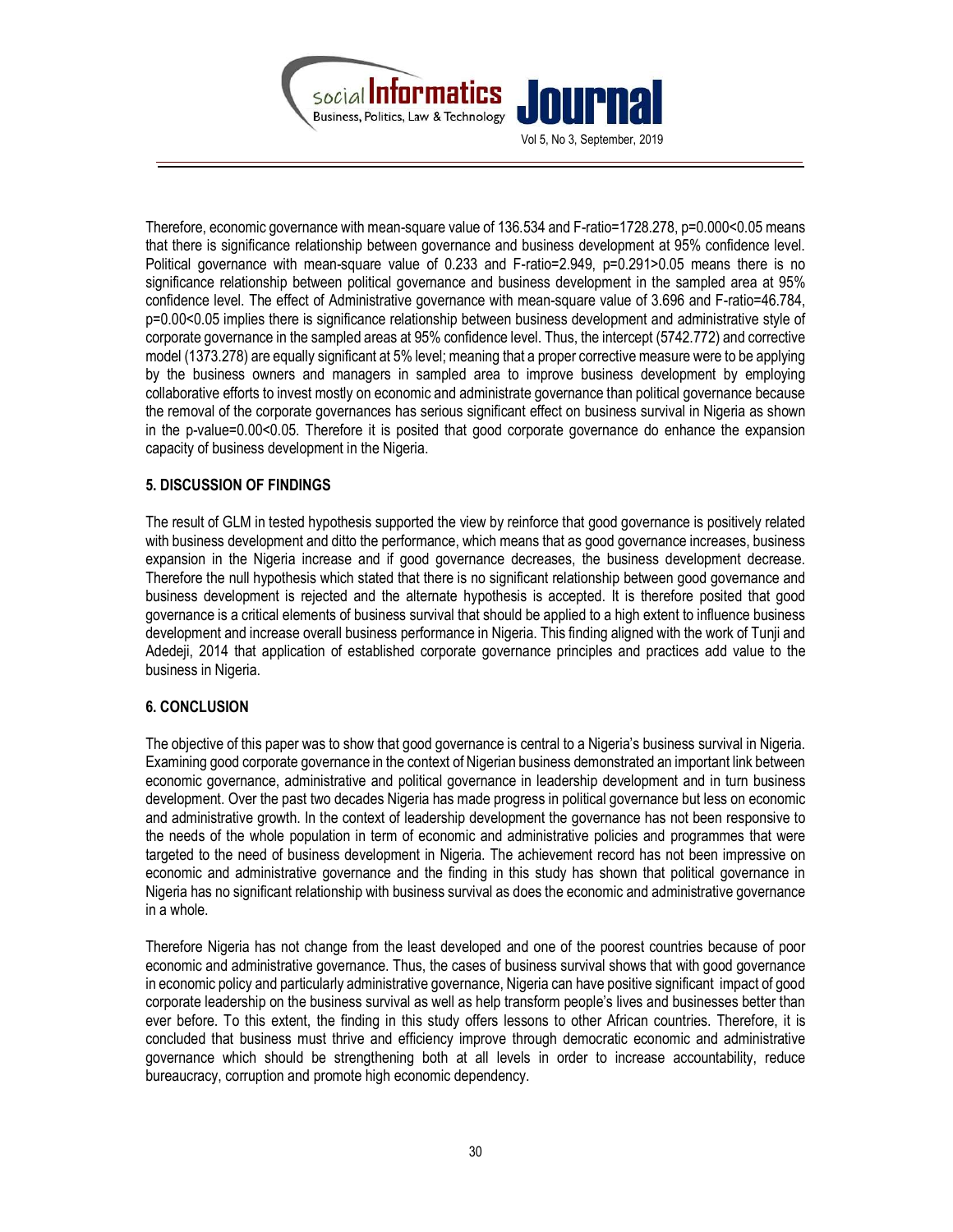Therefore, economic governance with mean-square value of 136.534 and F-ratio=1728.278, p=0.000<0.05 means that there is significance relationship between governance and business development at 95% confidence level. Political governance with mean-square value of 0.233 and F-ratio=2.949, p=0.291>0.05 means there is no significance relationship between political governance and business development in the sampled area at 95% confidence level. The effect of Administrative governance with mean-square value of 3.696 and F-ratio=46.784, p=0.00<0.05 implies there is significance relationship between business development and administrative style of corporate governance in the sampled areas at 95% confidence level. Thus, the intercept (5742.772) and corrective model (1373.278) are equally significant at 5% level; meaning that a proper corrective measure were to be applying by the business owners and managers in sampled area to improve business development by employing collaborative efforts to invest mostly on economic and administrate governance than political governance because the removal of the corporate governances has serious significant effect on business survival in Nigeria as shown in the p-value=0.00<0.05. Therefore it is posited that good corporate governance do enhance the expansion capacity of business development in the Nigeria.

## 5. DISCUSSION OF FINDINGS

The result of GLM in tested hypothesis supported the view by reinforce that good governance is positively related with business development and ditto the performance, which means that as good governance increases, business expansion in the Nigeria increase and if good governance decreases, the business development decrease. Therefore the null hypothesis which stated that there is no significant relationship between good governance and business development is rejected and the alternate hypothesis is accepted. It is therefore posited that good governance is a critical elements of business survival that should be applied to a high extent to influence business development and increase overall business performance in Nigeria. This finding aligned with the work of Tunji and Adedeji, 2014 that application of established corporate governance principles and practices add value to the business in Nigeria.

## 6. CONCLUSION

The objective of this paper was to show that good governance is central to a Nigeria's business survival in Nigeria. Examining good corporate governance in the context of Nigerian business demonstrated an important link between economic governance, administrative and political governance in leadership development and in turn business development. Over the past two decades Nigeria has made progress in political governance but less on economic and administrative growth. In the context of leadership development the governance has not been responsive to the needs of the whole population in term of economic and administrative policies and programmes that were targeted to the need of business development in Nigeria. The achievement record has not been impressive on economic and administrative governance and the finding in this study has shown that political governance in Nigeria has no significant relationship with business survival as does the economic and administrative governance in a whole.

Therefore Nigeria has not change from the least developed and one of the poorest countries because of poor economic and administrative governance. Thus, the cases of business survival shows that with good governance in economic policy and particularly administrative governance, Nigeria can have positive significant impact of good corporate leadership on the business survival as well as help transform people's lives and businesses better than ever before. To this extent, the finding in this study offers lessons to other African countries. Therefore, it is concluded that business must thrive and efficiency improve through democratic economic and administrative governance which should be strengthening both at all levels in order to increase accountability, reduce bureaucracy, corruption and promote high economic dependency.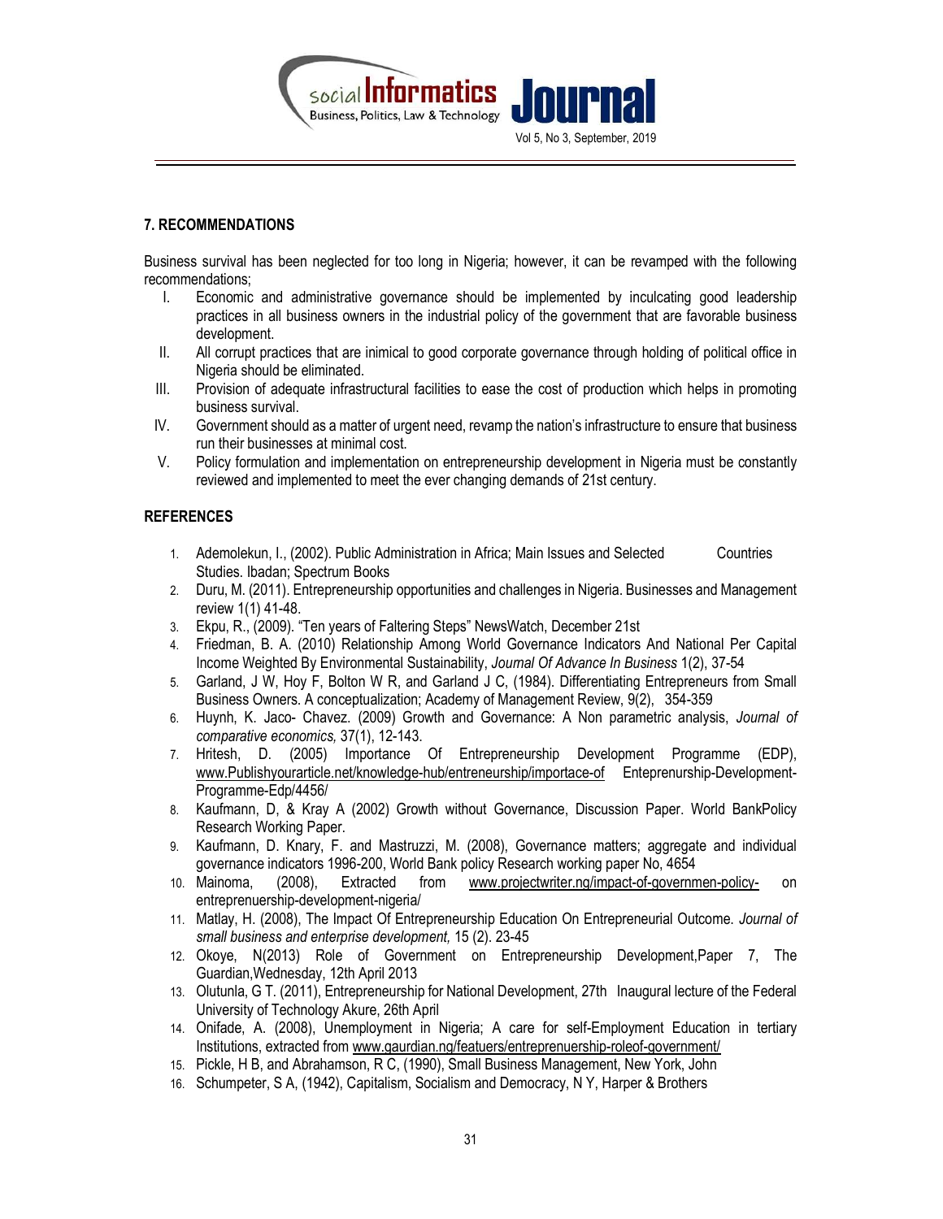## 7. RECOMMENDATIONS

Business survival has been neglected for too long in Nigeria; however, it can be revamped with the following recommendations;

I. Economic and administrative governance should be implemented by inculcating good leadership practices in all business owners in the industrial policy of the government that are favorable business development.

II. All corrupt practices that are inimical to good corporate governance through holding of political office in Nigeria should be eliminated.

III. Provision of adequate infrastructural facilities to ease the cost of production which helps in promoting business survival.

IV. Government should as a matter of urgent need, revamp the nation's infrastructure to ensure that business run their businesses at minimal cost.

V. Policy formulation and implementation on entrepreneurship development in Nigeria must be constantly reviewed and implemented to meet the ever changing demands of 21st century.

## REFERENCES

1. Ademolekun, I., (2002). Public Administration in Africa; Main Issues and Selected Countries Studies. Ibadan; Spectrum Books
2. Duru, M. (2011). Entrepreneurship opportunities and challenges in Nigeria. Businesses and Management review 1(1) 41-48.
3. Ekpu, R., (2009). "Ten years of Faltering Steps" NewsWatch, December 21st
4. Friedman, B. A. (2010) Relationship Among World Governance Indicators And National Per Capital Income Weighted By Environmental Sustainability, *Journal Of Advance In Business* 1(2), 37-54
5. Garland, J W, Hoy F, Bolton W R, and Garland J C, (1984). Differentiating Entrepreneurs from Small Business Owners. A conceptualization; Academy of Management Review, 9(2), 354-359
6. Huynh, K. Jaco- Chavez. (2009) Growth and Governance: A Non parametric analysis, *Journal of comparative economics,* 37(1), 12-143.
7. Hritesh, D. (2005) Importance Of Entrepreneurship Development Programme (EDP), www.Publishyourarticle.net/knowledge-hub/entreneurship/importace-of Enteprenurship-Development-Programme-Edp/4456/
8. Kaufmann, D, & Kray A (2002) Growth without Governance, Discussion Paper. World BankPolicy Research Working Paper.
9. Kaufmann, D. Knary, F. and Mastruzzi, M. (2008), Governance matters; aggregate and individual governance indicators 1996-200, World Bank policy Research working paper No, 4654
10. Mainoma, (2008), Extracted from www.projectwriter.ng/impact-of-governmen-policy- on entreprenuership-development-nigeria/
11. Matlay, H. (2008), The Impact Of Entrepreneurship Education On Entrepreneurial Outcome. *Journal of small business and enterprise development,* 15 (2). 23-45
12. Okoye, N(2013) Role of Government on Entrepreneurship Development,Paper 7, The Guardian,Wednesday, 12th April 2013
13. Olutunla, G T. (2011), Entrepreneurship for National Development, 27th Inaugural lecture of the Federal University of Technology Akure, 26th April
14. Onifade, A. (2008), Unemployment in Nigeria; A care for self-Employment Education in tertiary Institutions, extracted from www.gaurdian.ng/featuers/entreprenuership-roleof-government/
15. Pickle, H B, and Abrahamson, R C, (1990), Small Business Management, New York, John
16. Schumpeter, S A, (1942), Capitalism, Socialism and Democracy, N Y, Harper & Brothers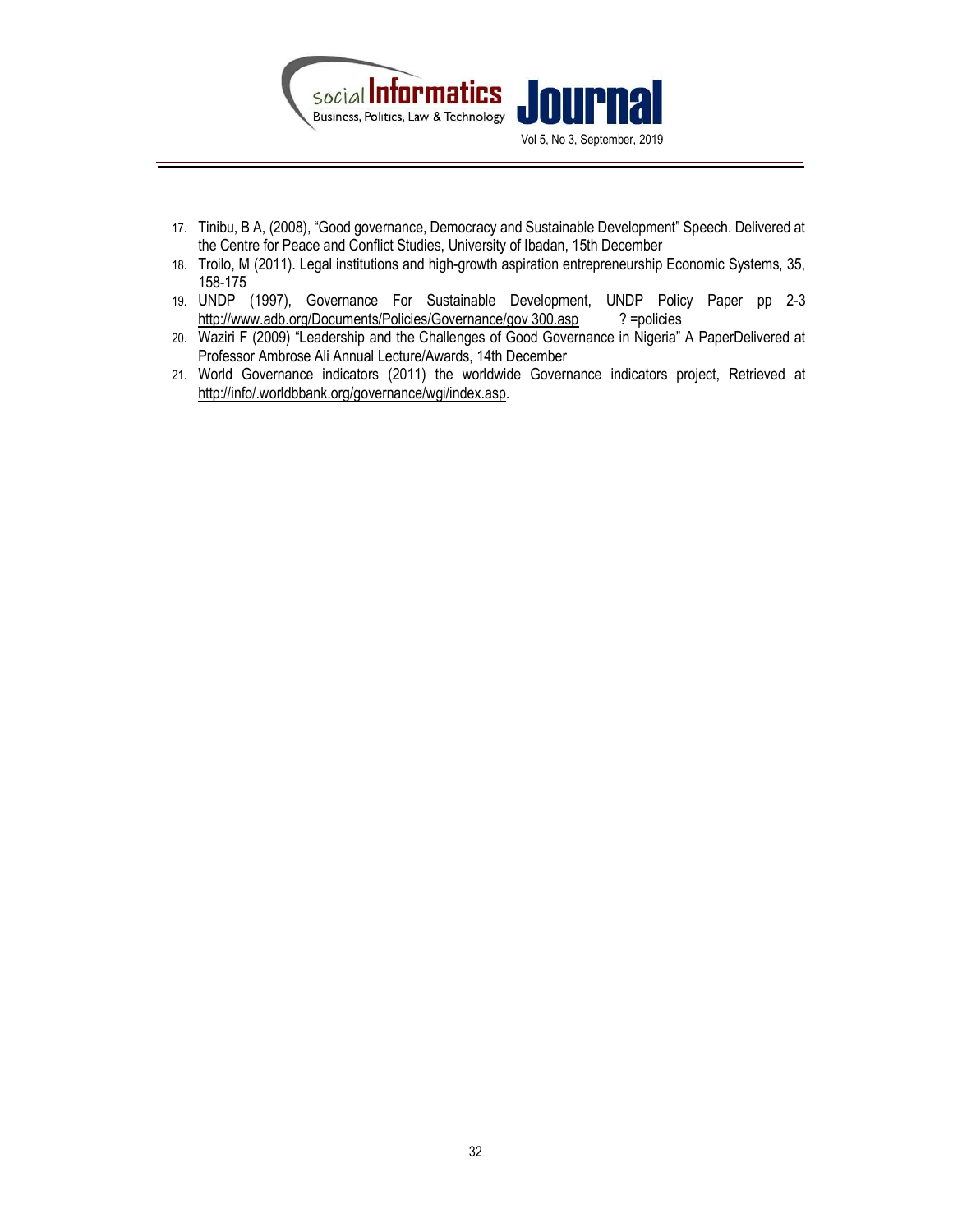17. Tinibu, B A, (2008), "Good governance, Democracy and Sustainable Development" Speech. Delivered at the Centre for Peace and Conflict Studies, University of Ibadan, 15th December
18. Troilo, M (2011). Legal institutions and high-growth aspiration entrepreneurship Economic Systems, 35, 158-175
19. UNDP (1997), Governance For Sustainable Development, UNDP Policy Paper pp 2-3 http://www.adb.org/Documents/Policies/Governance/gov 300.asp ? =policies
20. Waziri F (2009) "Leadership and the Challenges of Good Governance in Nigeria" A PaperDelivered at Professor Ambrose Ali Annual Lecture/Awards, 14th December
21. World Governance indicators (2011) the worldwide Governance indicators project, Retrieved at http://info/.worldbbank.org/governance/wgi/index.asp.